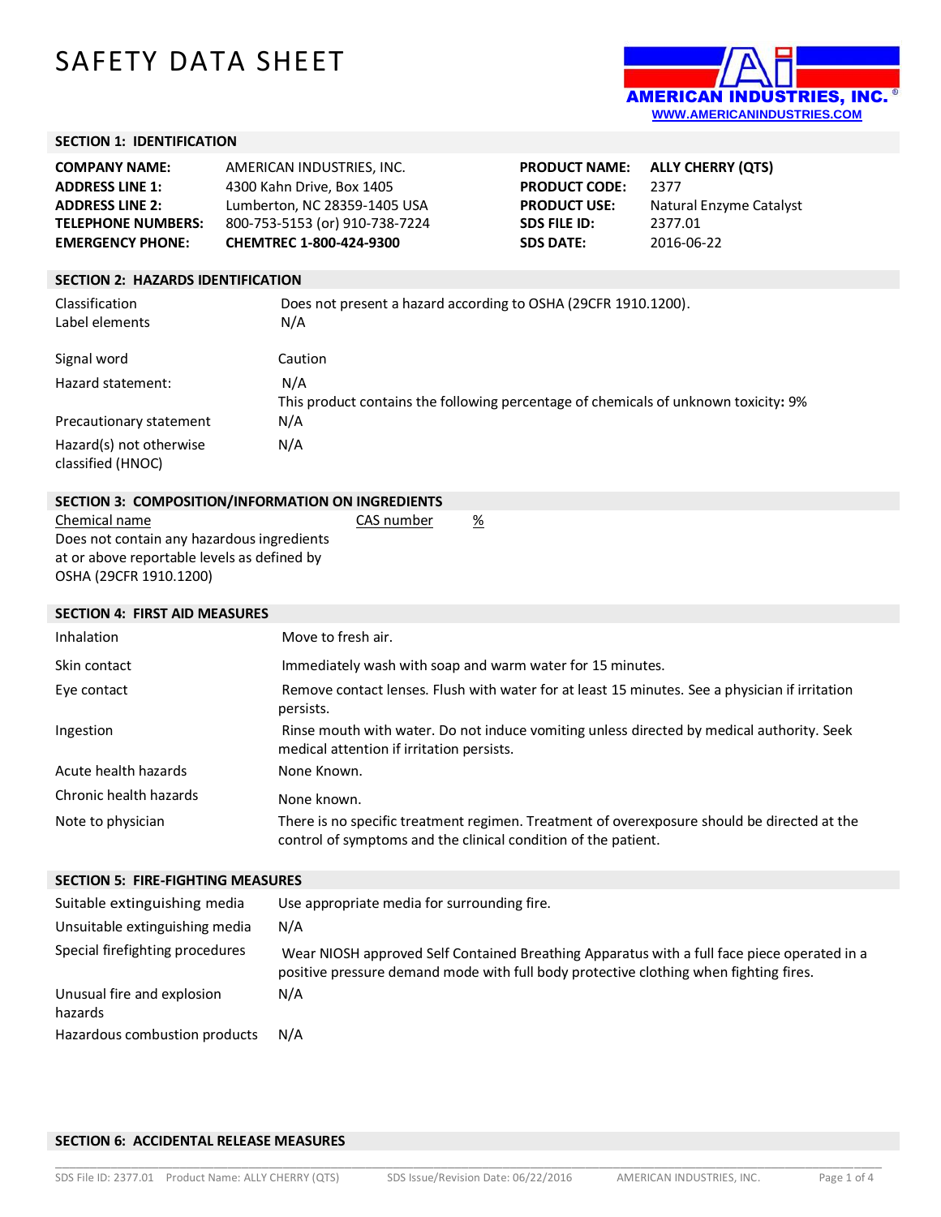# SAFETY DATA SHEET

AMERICAN INDUSTRIES, INC.®
WWW.AMERICANINDUSTRIES.COM

## SECTION 1: IDENTIFICATION

| | |
|---|---|
| **COMPANY NAME:** | AMERICAN INDUSTRIES, INC. |
| **ADDRESS LINE 1:** | 4300 Kahn Drive, Box 1405 |
| **ADDRESS LINE 2:** | Lumberton, NC 28359-1405 USA |
| **TELEPHONE NUMBERS:** | 800-753-5153 (or) 910-738-7224 |
| **EMERGENCY PHONE:** | **CHEMTREC 1-800-424-9300** |
| **PRODUCT NAME:** | **ALLY CHERRY (QTS)** |
| **PRODUCT CODE:** | 2377 |
| **PRODUCT USE:** | Natural Enzyme Catalyst |
| **SDS FILE ID:** | 2377.01 |
| **SDS DATE:** | 2016-06-22 |

## SECTION 2: HAZARDS IDENTIFICATION

| | |
|---|---|
| Classification | Does not present a hazard according to OSHA (29CFR 1910.1200). |
| Label elements | N/A |
| Signal word | Caution |
| Hazard statement: | N/A<br>This product contains the following percentage of chemicals of unknown toxicity**:** 9% |
| Precautionary statement | N/A |
| Hazard(s) not otherwise classified (HNOC) | N/A |

## SECTION 3: COMPOSITION/INFORMATION ON INGREDIENTS

| Chemical name | CAS number | % |
|---|---|---|
| Does not contain any hazardous ingredients at or above reportable levels as defined by OSHA (29CFR 1910.1200) | | |

## SECTION 4: FIRST AID MEASURES

| | |
|---|---|
| Inhalation | Move to fresh air. |
| Skin contact | Immediately wash with soap and warm water for 15 minutes. |
| Eye contact | Remove contact lenses. Flush with water for at least 15 minutes. See a physician if irritation persists. |
| Ingestion | Rinse mouth with water. Do not induce vomiting unless directed by medical authority. Seek medical attention if irritation persists. |
| Acute health hazards | None Known. |
| Chronic health hazards | None known. |
| Note to physician | There is no specific treatment regimen. Treatment of overexposure should be directed at the control of symptoms and the clinical condition of the patient. |

## SECTION 5: FIRE-FIGHTING MEASURES

| | |
|---|---|
| Suitable extinguishing media | Use appropriate media for surrounding fire. |
| Unsuitable extinguishing media | N/A |
| Special firefighting procedures | Wear NIOSH approved Self Contained Breathing Apparatus with a full face piece operated in a positive pressure demand mode with full body protective clothing when fighting fires. |
| Unusual fire and explosion hazards | N/A |
| Hazardous combustion products | N/A |

## SECTION 6: ACCIDENTAL RELEASE MEASURES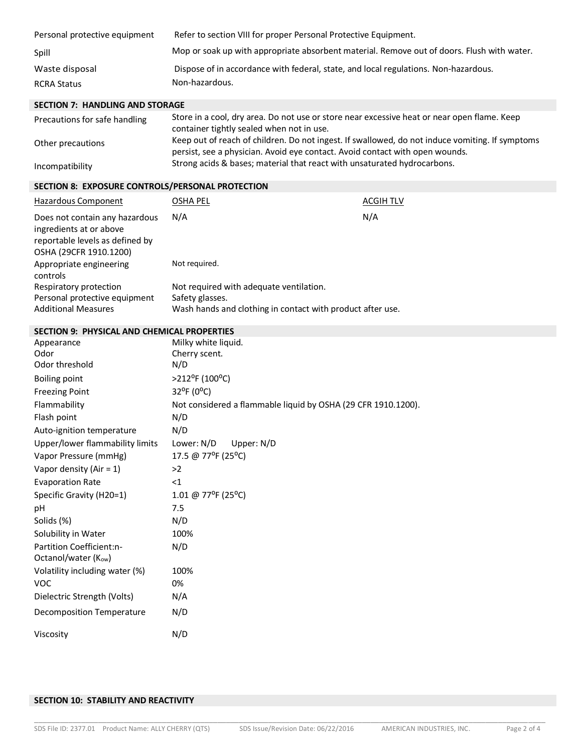| | |
|---|---|
| Personal protective equipment | Refer to section VIII for proper Personal Protective Equipment. |
| Spill | Mop or soak up with appropriate absorbent material. Remove out of doors. Flush with water. |
| Waste disposal | Dispose of in accordance with federal, state, and local regulations. Non-hazardous. |
| RCRA Status | Non-hazardous. |

## SECTION 7: HANDLING AND STORAGE

| | |
|---|---|
| Precautions for safe handling | Store in a cool, dry area. Do not use or store near excessive heat or near open flame. Keep container tightly sealed when not in use. |
| Other precautions | Keep out of reach of children. Do not ingest. If swallowed, do not induce vomiting. If symptoms persist, see a physician. Avoid eye contact. Avoid contact with open wounds. |
| Incompatibility | Strong acids & bases; material that react with unsaturated hydrocarbons. |

## SECTION 8: EXPOSURE CONTROLS/PERSONAL PROTECTION

| Hazardous Component | OSHA PEL | ACGIH TLV |
|---|---|---|
| Does not contain any hazardous ingredients at or above reportable levels as defined by OSHA (29CFR 1910.1200) | N/A | N/A |
| Appropriate engineering controls | Not required. | |
| Respiratory protection | Not required with adequate ventilation. | |
| Personal protective equipment | Safety glasses. | |
| Additional Measures | Wash hands and clothing in contact with product after use. | |

## SECTION 9: PHYSICAL AND CHEMICAL PROPERTIES

| | |
|---|---|
| Appearance | Milky white liquid. |
| Odor | Cherry scent. |
| Odor threshold | N/D |
| Boiling point | >212°F (100°C) |
| Freezing Point | 32°F (0°C) |
| Flammability | Not considered a flammable liquid by OSHA (29 CFR 1910.1200). |
| Flash point | N/D |
| Auto-ignition temperature | N/D |
| Upper/lower flammability limits | Lower: N/D Upper: N/D |
| Vapor Pressure (mmHg) | 17.5 @ 77°F (25°C) |
| Vapor density (Air = 1) | >2 |
| Evaporation Rate | <1 |
| Specific Gravity (H20=1) | 1.01 @ 77°F (25°C) |
| pH | 7.5 |
| Solids (%) | N/D |
| Solubility in Water | 100% |
| Partition Coefficient:n-Octanol/water ($K_{ow}$) | N/D |
| Volatility including water (%) | 100% |
| VOC | 0% |
| Dielectric Strength (Volts) | N/A |
| Decomposition Temperature | N/D |
| Viscosity | N/D |

## SECTION 10: STABILITY AND REACTIVITY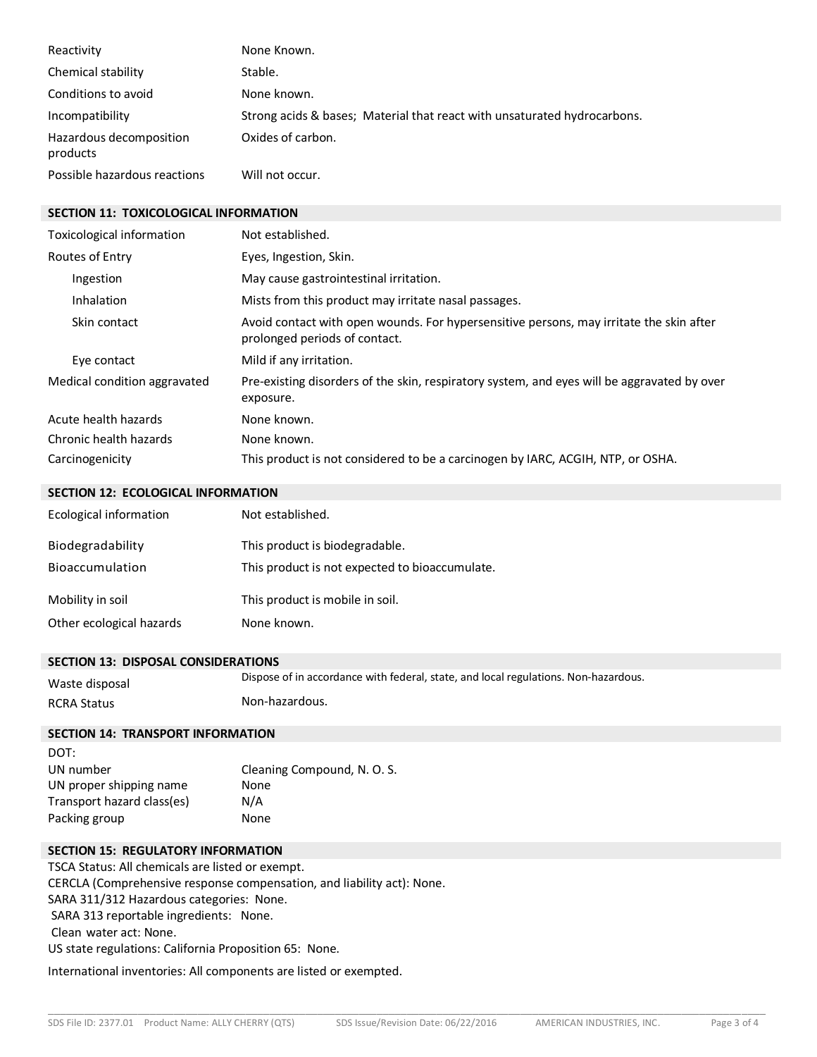| | |
|---|---|
| Reactivity | None Known. |
| Chemical stability | Stable. |
| Conditions to avoid | None known. |
| Incompatibility | Strong acids & bases; Material that react with unsaturated hydrocarbons. |
| Hazardous decomposition products | Oxides of carbon. |
| Possible hazardous reactions | Will not occur. |

## SECTION 11: TOXICOLOGICAL INFORMATION

| | |
|---|---|
| Toxicological information | Not established. |
| Routes of Entry | Eyes, Ingestion, Skin. |
| Ingestion | May cause gastrointestinal irritation. |
| Inhalation | Mists from this product may irritate nasal passages. |
| Skin contact | Avoid contact with open wounds. For hypersensitive persons, may irritate the skin after prolonged periods of contact. |
| Eye contact | Mild if any irritation. |
| Medical condition aggravated | Pre-existing disorders of the skin, respiratory system, and eyes will be aggravated by over exposure. |
| Acute health hazards | None known. |
| Chronic health hazards | None known. |
| Carcinogenicity | This product is not considered to be a carcinogen by IARC, ACGIH, NTP, or OSHA. |

## SECTION 12: ECOLOGICAL INFORMATION

| | |
|---|---|
| Ecological information | Not established. |
| Biodegradability | This product is biodegradable. |
| Bioaccumulation | This product is not expected to bioaccumulate. |
| Mobility in soil | This product is mobile in soil. |
| Other ecological hazards | None known. |

## SECTION 13: DISPOSAL CONSIDERATIONS

| | |
|---|---|
| Waste disposal | Dispose of in accordance with federal, state, and local regulations. Non-hazardous. |
| RCRA Status | Non-hazardous. |

## SECTION 14: TRANSPORT INFORMATION

DOT:

| | |
|---|---|
| UN number | Cleaning Compound, N. O. S. |
| UN proper shipping name | None |
| Transport hazard class(es) | N/A |
| Packing group | None |

## SECTION 15: REGULATORY INFORMATION

TSCA Status: All chemicals are listed or exempt.

CERCLA (Comprehensive response compensation, and liability act): None.

SARA 311/312 Hazardous categories: None.

SARA 313 reportable ingredients: None.

Clean water act: None.

US state regulations: California Proposition 65: None.

International inventories: All components are listed or exempted.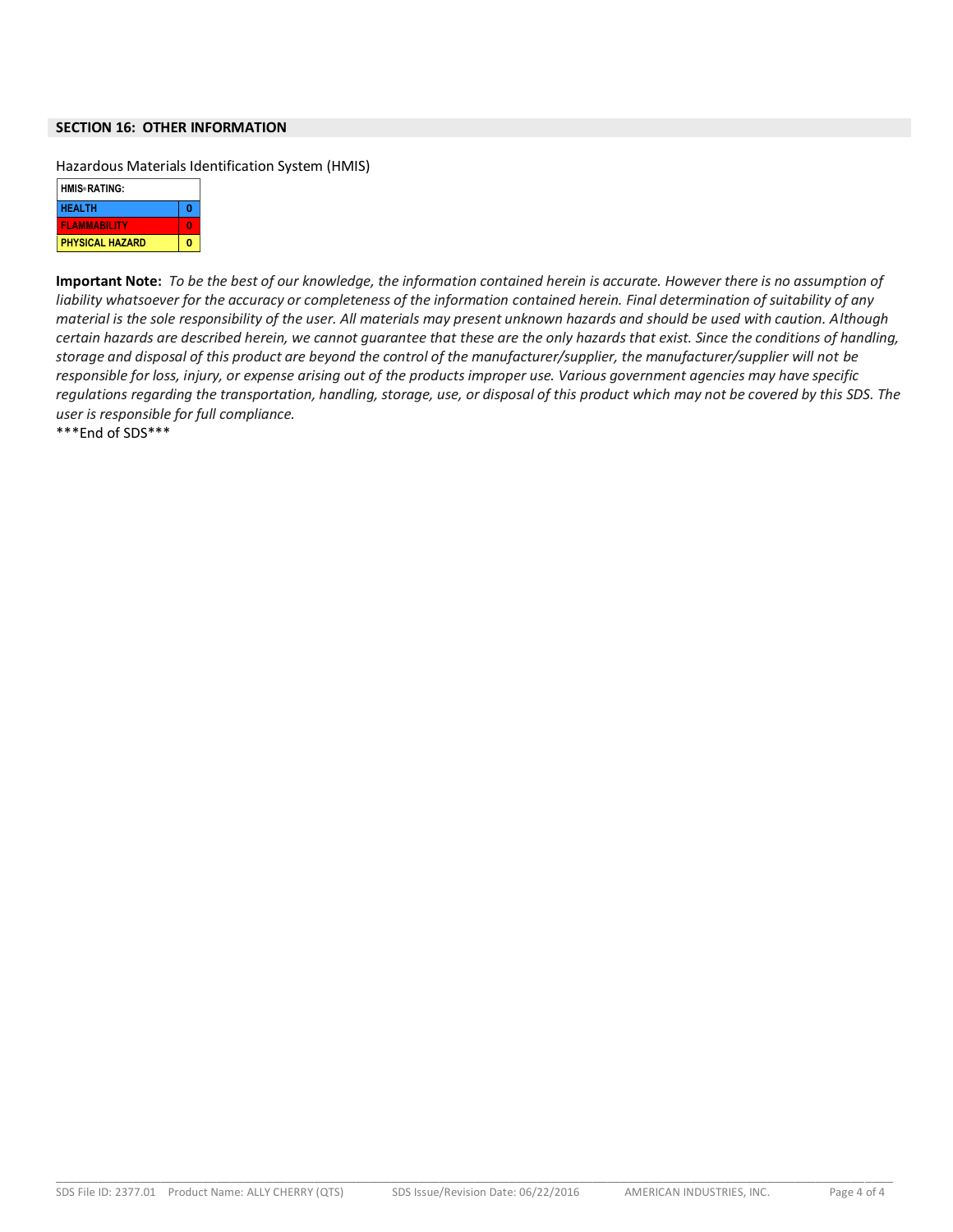## SECTION 16: OTHER INFORMATION

Hazardous Materials Identification System (HMIS)

| HMIS® RATING: | |
|---|---|
| HEALTH | 0 |
| FLAMMABILITY | 0 |
| PHYSICAL HAZARD | 0 |

**Important Note:** *To be the best of our knowledge, the information contained herein is accurate. However there is no assumption of liability whatsoever for the accuracy or completeness of the information contained herein. Final determination of suitability of any material is the sole responsibility of the user. All materials may present unknown hazards and should be used with caution. Although certain hazards are described herein, we cannot guarantee that these are the only hazards that exist. Since the conditions of handling, storage and disposal of this product are beyond the control of the manufacturer/supplier, the manufacturer/supplier will not be responsible for loss, injury, or expense arising out of the products improper use. Various government agencies may have specific regulations regarding the transportation, handling, storage, use, or disposal of this product which may not be covered by this SDS. The user is responsible for full compliance.*

***End of SDS***